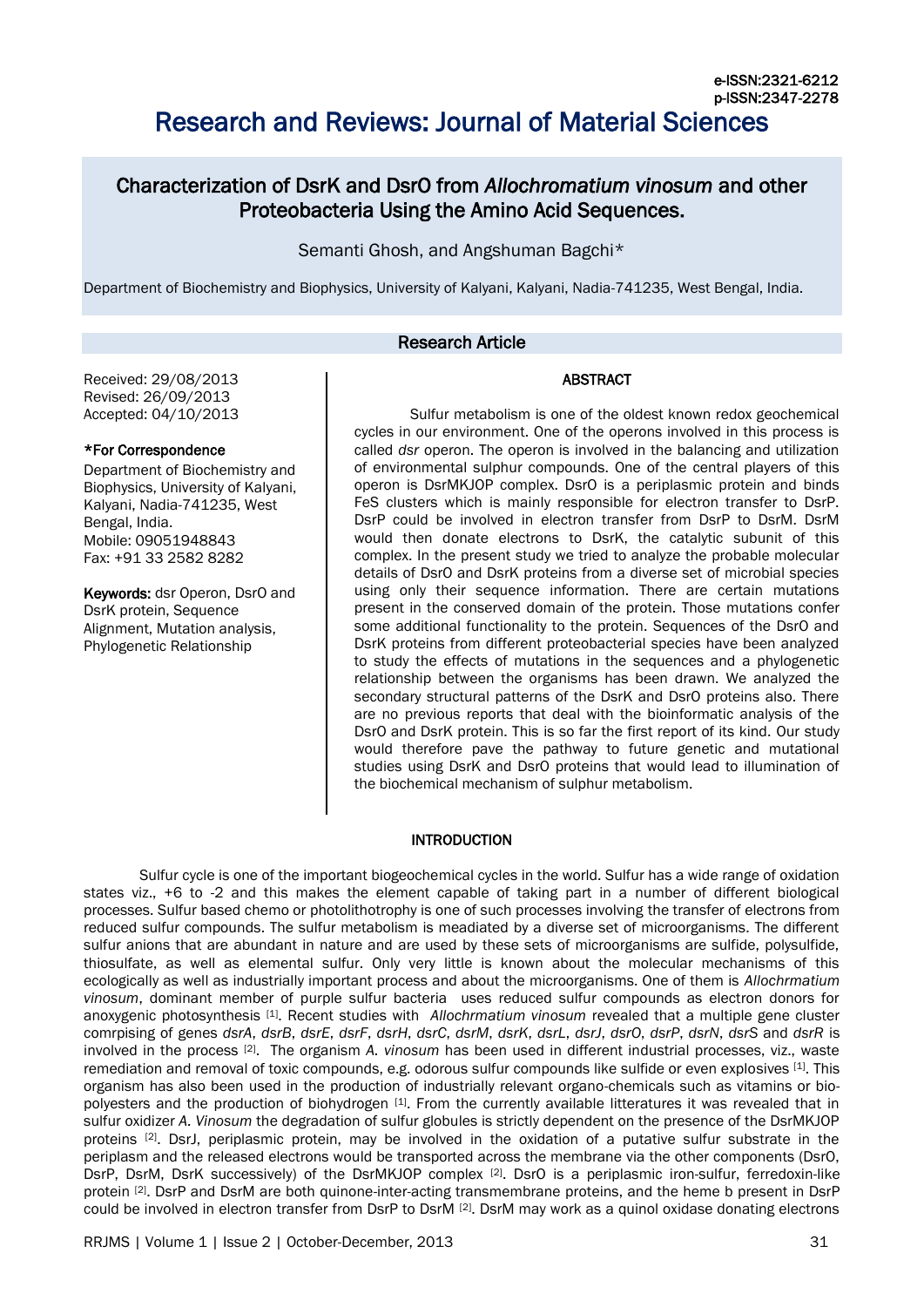e-ISSN:2321-6212
p-ISSN:2347-2278

# Research and Reviews: Journal of Material Sciences

## Characterization of DsrK and DsrO from *Allochromatium vinosum* and other Proteobacteria Using the Amino Acid Sequences.

Semanti Ghosh, and Angshuman Bagchi*

Department of Biochemistry and Biophysics, University of Kalyani, Kalyani, Nadia-741235, West Bengal, India.

### Research Article

Received: 29/08/2013
Revised: 26/09/2013
Accepted: 04/10/2013

**\*For Correspondence**

Department of Biochemistry and Biophysics, University of Kalyani, Kalyani, Nadia-741235, West Bengal, India.
Mobile: 09051948843
Fax: +91 33 2582 8282

**Keywords:** dsr Operon, DsrO and DsrK protein, Sequence Alignment, Mutation analysis, Phylogenetic Relationship

### ABSTRACT

Sulfur metabolism is one of the oldest known redox geochemical cycles in our environment. One of the operons involved in this process is called *dsr* operon. The operon is involved in the balancing and utilization of environmental sulphur compounds. One of the central players of this operon is DsrMKJOP complex. DsrO is a periplasmic protein and binds FeS clusters which is mainly responsible for electron transfer to DsrP. DsrP could be involved in electron transfer from DsrP to DsrM. DsrM would then donate electrons to DsrK, the catalytic subunit of this complex. In the present study we tried to analyze the probable molecular details of DsrO and DsrK proteins from a diverse set of microbial species using only their sequence information. There are certain mutations present in the conserved domain of the protein. Those mutations confer some additional functionality to the protein. Sequences of the DsrO and DsrK proteins from different proteobacterial species have been analyzed to study the effects of mutations in the sequences and a phylogenetic relationship between the organisms has been drawn. We analyzed the secondary structural patterns of the DsrK and DsrO proteins also. There are no previous reports that deal with the bioinformatic analysis of the DsrO and DsrK protein. This is so far the first report of its kind. Our study would therefore pave the pathway to future genetic and mutational studies using DsrK and DsrO proteins that would lead to illumination of the biochemical mechanism of sulphur metabolism.

### INTRODUCTION

Sulfur cycle is one of the important biogeochemical cycles in the world. Sulfur has a wide range of oxidation states viz., +6 to -2 and this makes the element capable of taking part in a number of different biological processes. Sulfur based chemo or photolithotrophy is one of such processes involving the transfer of electrons from reduced sulfur compounds. The sulfur metabolism is meadiated by a diverse set of microorganisms. The different sulfur anions that are abundant in nature and are used by these sets of microorganisms are sulfide, polysulfide, thiosulfate, as well as elemental sulfur. Only very little is known about the molecular mechanisms of this ecologically as well as industrially important process and about the microorganisms. One of them is *Allochromatium vinosum*, dominant member of purple sulfur bacteria uses reduced sulfur compounds as electron donors for anoxygenic photosynthesis [1]. Recent studies with *Allochrmatium vinosum* revealed that a multiple gene cluster comrpising of genes *dsrA*, *dsrB*, *dsrE*, *dsrF*, *dsrH*, *dsrC*, *dsrM*, *dsrK*, *dsrL*, *dsrJ*, *dsrO*, *dsrP*, *dsrN*, *dsrS* and *dsrR* is involved in the process [2]. The organism *A. vinosum* has been used in different industrial processes, viz., waste remediation and removal of toxic compounds, e.g. odorous sulfur compounds like sulfide or even explosives [1]. This organism has also been used in the production of industrially relevant organo-chemicals such as vitamins or bio-polyesters and the production of biohydrogen [1]. From the currently available litteratures it was revealed that in sulfur oxidizer *A. Vinosum* the degradation of sulfur globules is strictly dependent on the presence of the DsrMKJOP proteins [2]. DsrJ, periplasmic protein, may be involved in the oxidation of a putative sulfur substrate in the periplasm and the released electrons would be transported across the membrane via the other components (DsrO, DsrP, DsrM, DsrK successively) of the DsrMKJOP complex [2]. DsrO is a periplasmic iron-sulfur, ferredoxin-like protein [2]. DsrP and DsrM are both quinone-inter-acting transmembrane proteins, and the heme b present in DsrP could be involved in electron transfer from DsrP to DsrM [2]. DsrM may work as a quinol oxidase donating electrons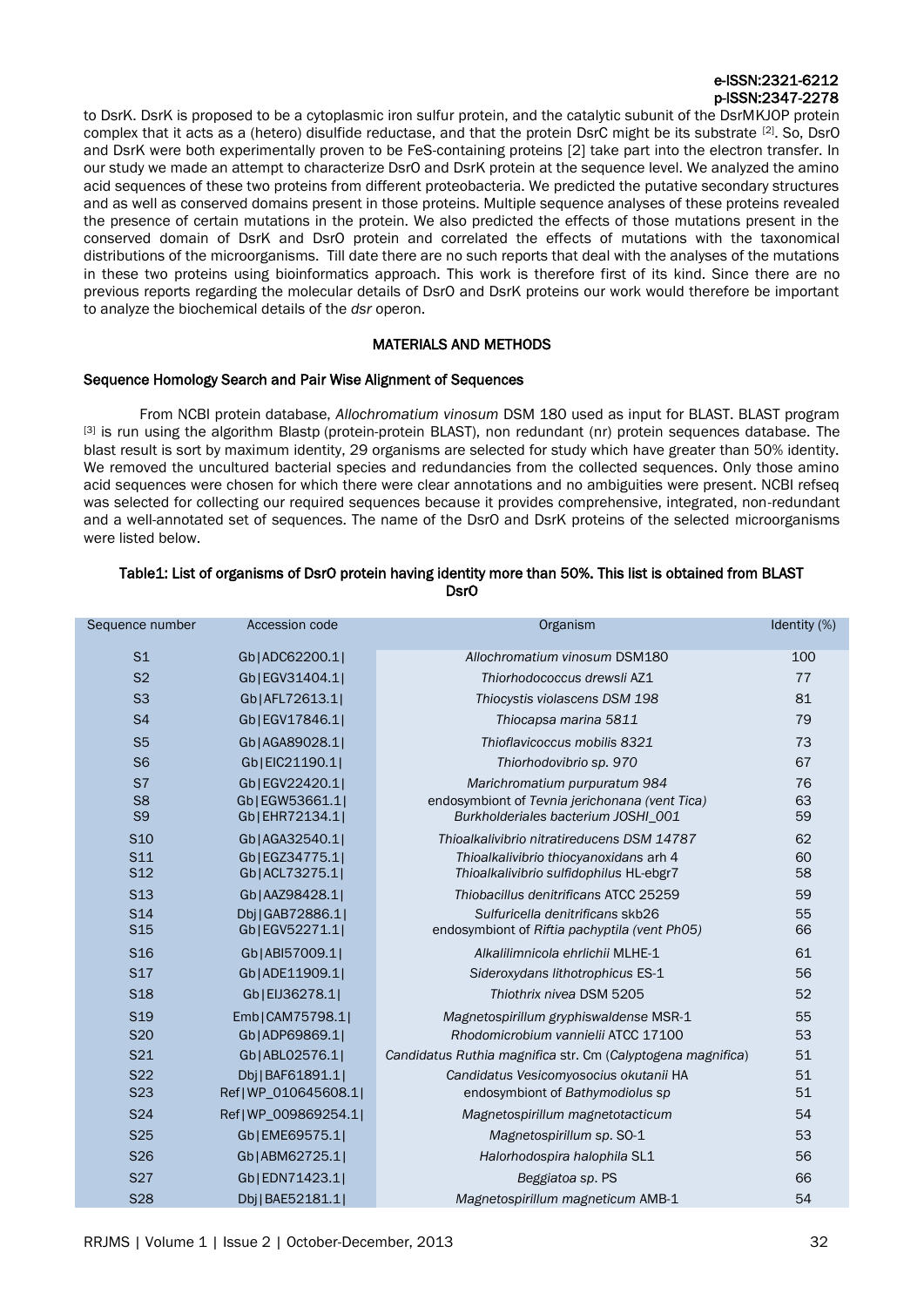to DsrK. DsrK is proposed to be a cytoplasmic iron sulfur protein, and the catalytic subunit of the DsrMKJOP protein complex that it acts as a (hetero) disulfide reductase, and that the protein DsrC might be its substrate [2]. So, DsrO and DsrK were both experimentally proven to be FeS-containing proteins [2] take part into the electron transfer. In our study we made an attempt to characterize DsrO and DsrK protein at the sequence level. We analyzed the amino acid sequences of these two proteins from different proteobacteria. We predicted the putative secondary structures and as well as conserved domains present in those proteins. Multiple sequence analyses of these proteins revealed the presence of certain mutations in the protein. We also predicted the effects of those mutations present in the conserved domain of DsrK and DsrO protein and correlated the effects of mutations with the taxonomical distributions of the microorganisms. Till date there are no such reports that deal with the analyses of the mutations in these two proteins using bioinformatics approach. This work is therefore first of its kind. Since there are no previous reports regarding the molecular details of DsrO and DsrK proteins our work would therefore be important to analyze the biochemical details of the *dsr* operon.

## MATERIALS AND METHODS

### Sequence Homology Search and Pair Wise Alignment of Sequences

From NCBI protein database, *Allochromatium vinosum* DSM 180 used as input for BLAST. BLAST program [3] is run using the algorithm Blastp (protein-protein BLAST), non redundant (nr) protein sequences database. The blast result is sort by maximum identity, 29 organisms are selected for study which have greater than 50% identity. We removed the uncultured bacterial species and redundancies from the collected sequences. Only those amino acid sequences were chosen for which there were clear annotations and no ambiguities were present. NCBI refseq was selected for collecting our required sequences because it provides comprehensive, integrated, non-redundant and a well-annotated set of sequences. The name of the DsrO and DsrK proteins of the selected microorganisms were listed below.

**Table1: List of organisms of DsrO protein having identity more than 50%. This list is obtained from BLAST DsrO**

| Sequence number | Accession code | Organism | Identity (%) |
|---|---|---|---|
| S1 | Gb\|ADC62200.1\| | *Allochromatium vinosum* DSM180 | 100 |
| S2 | Gb\|EGV31404.1\| | *Thiorhodococcus drewsli* AZ1 | 77 |
| S3 | Gb\|AFL72613.1\| | *Thiocystis violascens DSM 198* | 81 |
| S4 | Gb\|EGV17846.1\| | *Thiocapsa marina 5811* | 79 |
| S5 | Gb\|AGA89028.1\| | *Thioflavicoccus mobilis 8321* | 73 |
| S6 | Gb\|EIC21190.1\| | *Thiorhodovibrio sp. 970* | 67 |
| S7 | Gb\|EGV22420.1\| | *Marichromatium purpuratum 984* | 76 |
| S8 | Gb\|EGW53661.1\| | endosymbiont of *Tevnia jerichonana (vent Tica)* | 63 |
| S9 | Gb\|EHR72134.1\| | *Burkholderiales bacterium JOSHI_001* | 59 |
| S10 | Gb\|AGA32540.1\| | *Thioalkalivibrio nitratireducens DSM 14787* | 62 |
| S11 | Gb\|EGZ34775.1\| | *Thioalkalivibrio thiocyanoxidans* arh 4 | 60 |
| S12 | Gb\|ACL73275.1\| | *Thioalkalivibrio sulfidophilus* HL-ebgr7 | 58 |
| S13 | Gb\|AAZ98428.1\| | *Thiobacillus denitrificans* ATCC 25259 | 59 |
| S14 | Dbj\|GAB72886.1\| | *Sulfuricella denitrificans* skb26 | 55 |
| S15 | Gb\|EGV52271.1\| | endosymbiont of *Riftia pachyptila (vent Ph05)* | 66 |
| S16 | Gb\|ABI57009.1\| | *Alkalilimnicola ehrlichii* MLHE-1 | 61 |
| S17 | Gb\|ADE11909.1\| | *Sideroxydans lithotrophicus* ES-1 | 56 |
| S18 | Gb\|EIJ36278.1\| | *Thiothrix nivea* DSM 5205 | 52 |
| S19 | Emb\|CAM75798.1\| | *Magnetospirillum gryphiswaldense* MSR-1 | 55 |
| S20 | Gb\|ADP69869.1\| | *Rhodomicrobium vannielii* ATCC 17100 | 53 |
| S21 | Gb\|ABL02576.1\| | *Candidatus Ruthia magnifica* str. Cm (*Calyptogena magnifica*) | 51 |
| S22 | Dbj\|BAF61891.1\| | *Candidatus Vesicomyosocius okutanii* HA | 51 |
| S23 | Ref\|WP_010645608.1\| | endosymbiont of *Bathymodiolus sp* | 51 |
| S24 | Ref\|WP_009869254.1\| | *Magnetospirillum magnetotacticum* | 54 |
| S25 | Gb\|EME69575.1\| | *Magnetospirillum sp.* SO-1 | 53 |
| S26 | Gb\|ABM62725.1\| | *Halorhodospira halophila* SL1 | 56 |
| S27 | Gb\|EDN71423.1\| | *Beggiatoa sp.* PS | 66 |
| S28 | Dbj\|BAE52181.1\| | *Magnetospirillum magneticum* AMB-1 | 54 |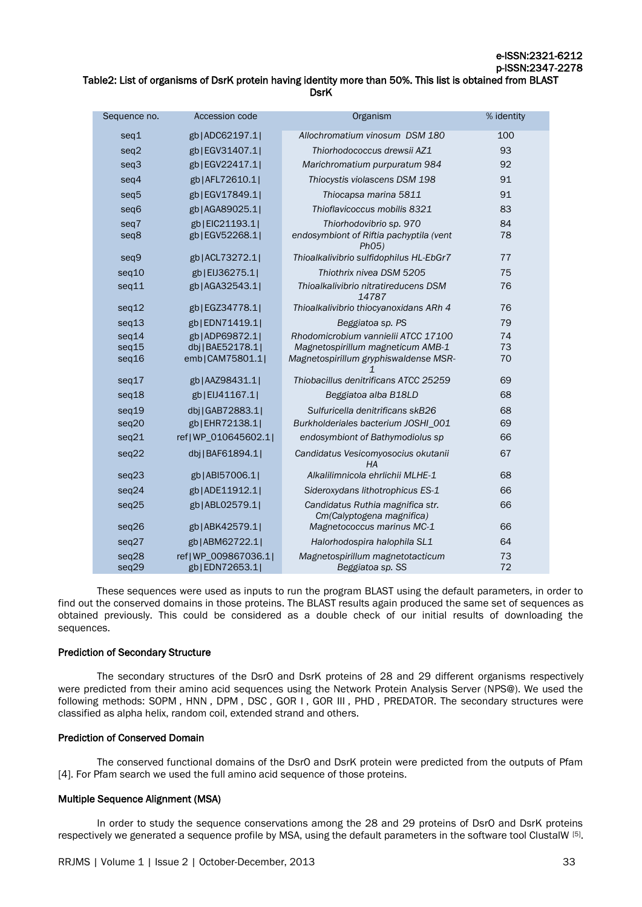Table2: List of organisms of DsrK protein having identity more than 50%. This list is obtained from BLAST DsrK

| Sequence no. | Accession code | Organism | % identity |
|---|---|---|---|
| seq1 | gb\|ADC62197.1\| | *Allochromatium vinosum DSM 180* | 100 |
| seq2 | gb\|EGV31407.1\| | *Thiorhodococcus drewsii AZ1* | 93 |
| seq3 | gb\|EGV22417.1\| | *Marichromatium purpuratum 984* | 92 |
| seq4 | gb\|AFL72610.1\| | *Thiocystis violascens DSM 198* | 91 |
| seq5 | gb\|EGV17849.1\| | *Thiocapsa marina 5811* | 91 |
| seq6 | gb\|AGA89025.1\| | *Thioflavicoccus mobilis 8321* | 83 |
| seq7 | gb\|EIC21193.1\| | *Thiorhodovibrio sp. 970* | 84 |
| seq8 | gb\|EGV52268.1\| | *endosymbiont of Riftia pachyptila (vent Ph05)* | 78 |
| seq9 | gb\|ACL73272.1\| | *Thioalkalivibrio sulfidophilus HL-EbGr7* | 77 |
| seq10 | gb\|EIJ36275.1\| | *Thiothrix nivea DSM 5205* | 75 |
| seq11 | gb\|AGA32543.1\| | *Thioalkalivibrio nitratireducens DSM 14787* | 76 |
| seq12 | gb\|EGZ34778.1\| | *Thioalkalivibrio thiocyanoxidans ARh 4* | 76 |
| seq13 | gb\|EDN71419.1\| | *Beggiatoa sp. PS* | 79 |
| seq14 | gb\|ADP69872.1\| | *Rhodomicrobium vannielii ATCC 17100* | 74 |
| seq15 | dbj\|BAE52178.1\| | *Magnetospirillum magneticum AMB-1* | 73 |
| seq16 | emb\|CAM75801.1\| | *Magnetospirillum gryphiswaldense MSR-1* | 70 |
| seq17 | gb\|AAZ98431.1\| | *Thiobacillus denitrificans ATCC 25259* | 69 |
| seq18 | gb\|EIJ41167.1\| | *Beggiatoa alba B18LD* | 68 |
| seq19 | dbj\|GAB72883.1\| | *Sulfuricella denitrificans skB26* | 68 |
| seq20 | gb\|EHR72138.1\| | *Burkholderiales bacterium JOSHI_001* | 69 |
| seq21 | ref\|WP_010645602.1\| | *endosymbiont of Bathymodiolus sp* | 66 |
| seq22 | dbj\|BAF61894.1\| | *Candidatus Vesicomyosocius okutanii HA* | 67 |
| seq23 | gb\|ABI57006.1\| | *Alkalilimnicola ehrlichii MLHE-1* | 68 |
| seq24 | gb\|ADE11912.1\| | *Sideroxydans lithotrophicus ES-1* | 66 |
| seq25 | gb\|ABL02579.1\| | *Candidatus Ruthia magnifica str. Cm(Calyptogena magnifica)* | 66 |
| seq26 | gb\|ABK42579.1\| | *Magnetococcus marinus MC-1* | 66 |
| seq27 | gb\|ABM62722.1\| | *Halorhodospira halophila SL1* | 64 |
| seq28 | ref\|WP_009867036.1\| | *Magnetospirillum magnetotacticum* | 73 |
| seq29 | gb\|EDN72653.1\| | *Beggiatoa sp. SS* | 72 |

These sequences were used as inputs to run the program BLAST using the default parameters, in order to find out the conserved domains in those proteins. The BLAST results again produced the same set of sequences as obtained previously. This could be considered as a double check of our initial results of downloading the sequences.

### Prediction of Secondary Structure

The secondary structures of the DsrO and DsrK proteins of 28 and 29 different organisms respectively were predicted from their amino acid sequences using the Network Protein Analysis Server (NPS@). We used the following methods: SOPM , HNN , DPM , DSC , GOR I , GOR III , PHD , PREDATOR. The secondary structures were classified as alpha helix, random coil, extended strand and others.

### Prediction of Conserved Domain

The conserved functional domains of the DsrO and DsrK protein were predicted from the outputs of Pfam [4]. For Pfam search we used the full amino acid sequence of those proteins.

### Multiple Sequence Alignment (MSA)

In order to study the sequence conservations among the 28 and 29 proteins of DsrO and DsrK proteins respectively we generated a sequence profile by MSA, using the default parameters in the software tool ClustalW [5].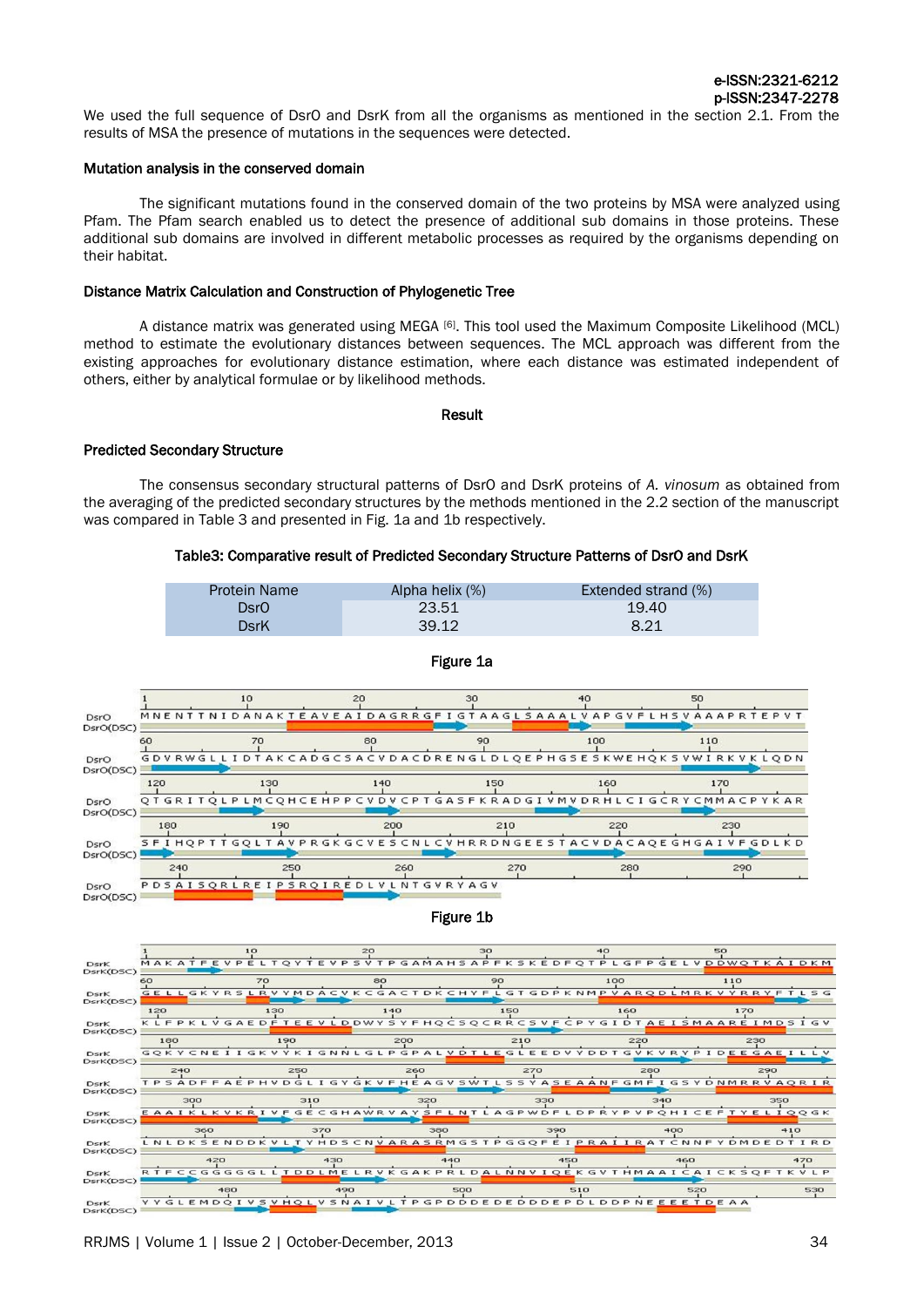We used the full sequence of DsrO and DsrK from all the organisms as mentioned in the section 2.1. From the results of MSA the presence of mutations in the sequences were detected.

### Mutation analysis in the conserved domain

The significant mutations found in the conserved domain of the two proteins by MSA were analyzed using Pfam. The Pfam search enabled us to detect the presence of additional sub domains in those proteins. These additional sub domains are involved in different metabolic processes as required by the organisms depending on their habitat.

### Distance Matrix Calculation and Construction of Phylogenetic Tree

A distance matrix was generated using MEGA [6]. This tool used the Maximum Composite Likelihood (MCL) method to estimate the evolutionary distances between sequences. The MCL approach was different from the existing approaches for evolutionary distance estimation, where each distance was estimated independent of others, either by analytical formulae or by likelihood methods.

## Result

### Predicted Secondary Structure

The consensus secondary structural patterns of DsrO and DsrK proteins of *A. vinosum* as obtained from the averaging of the predicted secondary structures by the methods mentioned in the 2.2 section of the manuscript was compared in Table 3 and presented in Fig. 1a and 1b respectively.

**Table3: Comparative result of Predicted Secondary Structure Patterns of DsrO and DsrK**

| Protein Name | Alpha helix (%) | Extended strand (%) |
|---|---|---|
| DsrO | 23.51 | 19.40 |
| DsrK | 39.12 | 8.21 |

**Figure 1a**

```
DsrO       MNENTTNIDANAKTEAVEAIDAGRRGFIGTAAGLSAAALVAPGVFLHSVAAAPRTEPVT
DsrO       GDVRWGLLIDTAKCADGCSACVDACDRENGLDLQEPHGSESKWEHQKSVWIRKVKLQDN
DsrO       QTGRITQLPLMCQHCEHPPCVDVCPTGASFKRADGIVMVDRHLCIGCRYCMMACPYKAR
DsrO       SFIHQPTTGQLTAVPRGKGCVESCNLCVHRRDNGEESTACVDACAQEGHGAIVFGDLKD
DsrO       PDSAISQRLREIPSRQIREDLVLNTGVRYAGV
```

**Figure 1b**

```
DsrK       MAKATFEVPELTQYTEVPSVTPGAMAHSAPFKSKEDFQTPLGFPGELVDDWQTKAIDKM
DsrK       GELLGKYRSLRVYMDACVKCGACTDKCHYFLGTGDPKNMPVARQDLMRKVYRRYFTLSG
DsrK       KLFPKLVGAEDFTEEVLDDWYSYFHQCSQCRRCSVFCPYGIDTAEISMAAREIMDSIGV
DsrK       GQKYCNEIIGKVYKIGNNLGLPGPALVDTLEGLEEDVYDDTGVKVRYPIDEEGAEILLV
DsrK       TPSADFFAEPHVDGLIGYGKVFHEAGVSWTLSSYASEAANFGMFIGSYDNMRRVAQRIR
DsrK       EAAIKLKVKRIVFGECGHAWRVAYSFLNTLAGPWDFLDPRYPVPQHICEFTYELIQQGK
DsrK       LNLDKSENDDKVLTYHDSCNVARASRMGSTPGGQFEIPRAIIRATCNNFYDMDEDTIRD
DsrK       RTFCCGGGGGLLTDDLMELRVKGAKPRLDALNNVIQEKGVTHMAAICAICKSQFTKVLP
DsrK       YYGLEMDQIVSVHQLVSNAIVLTPGPDDDEDEDDDEPDLDDPNEEEETDEAA
```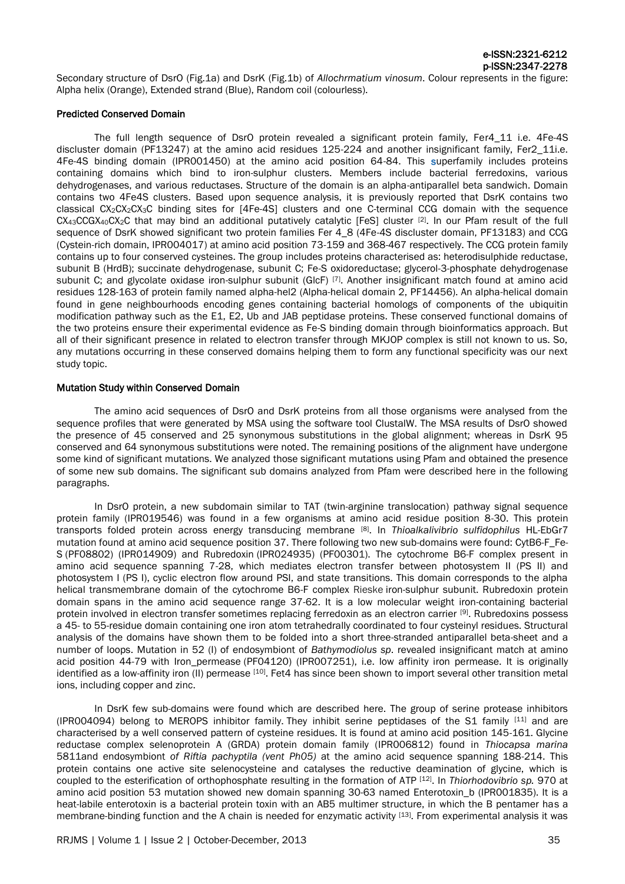Secondary structure of DsrO (Fig.1a) and DsrK (Fig.1b) of *Allochrmatium vinosum*. Colour represents in the figure: Alpha helix (Orange), Extended strand (Blue), Random coil (colourless).

### Predicted Conserved Domain

The full length sequence of DsrO protein revealed a significant protein family, Fer4_11 i.e. 4Fe-4S discluster domain (PF13247) at the amino acid residues 125-224 and another insignificant family, Fer2_11i.e. 4Fe-4S binding domain (IPR001450) at the amino acid position 64-84. This superfamily includes proteins containing domains which bind to iron-sulphur clusters. Members include bacterial ferredoxins, various dehydrogenases, and various reductases. Structure of the domain is an alpha-antiparallel beta sandwich. Domain contains two 4Fe4S clusters. Based upon sequence analysis, it is previously reported that DsrK contains two classical $CX_2CX_2CX_3C$ binding sites for [4Fe-4S] clusters and one C-terminal CCG domain with the sequence $CX_{43}CCGX_{40}CX_2C$ that may bind an additional putatively catalytic [FeS] cluster [2]. In our Pfam result of the full sequence of DsrK showed significant two protein families Fer 4_8 (4Fe-4S discluster domain, PF13183) and CCG (Cystein-rich domain, IPR004017) at amino acid position 73-159 and 368-467 respectively. The CCG protein family contains up to four conserved cysteines. The group includes proteins characterised as: heterodisulphide reductase, subunit B (HrdB); succinate dehydrogenase, subunit C; Fe-S oxidoreductase; glycerol-3-phosphate dehydrogenase subunit C; and glycolate oxidase iron-sulphur subunit (GlcF) [7]. Another insignificant match found at amino acid residues 128-163 of protein family named alpha-hel2 (Alpha-helical domain 2, PF14456). An alpha-helical domain found in gene neighbourhoods encoding genes containing bacterial homologs of components of the ubiquitin modification pathway such as the E1, E2, Ub and JAB peptidase proteins. These conserved functional domains of the two proteins ensure their experimental evidence as Fe-S binding domain through bioinformatics approach. But all of their significant presence in related to electron transfer through MKJOP complex is still not known to us. So, any mutations occurring in these conserved domains helping them to form any functional specificity was our next study topic.

### Mutation Study within Conserved Domain

The amino acid sequences of DsrO and DsrK proteins from all those organisms were analysed from the sequence profiles that were generated by MSA using the software tool ClustalW. The MSA results of DsrO showed the presence of 45 conserved and 25 synonymous substitutions in the global alignment; whereas in DsrK 95 conserved and 64 synonymous substitutions were noted. The remaining positions of the alignment have undergone some kind of significant mutations. We analyzed those significant mutations using Pfam and obtained the presence of some new sub domains. The significant sub domains analyzed from Pfam were described here in the following paragraphs.

In DsrO protein, a new subdomain similar to TAT (twin-arginine translocation) pathway signal sequence protein family (IPR019546) was found in a few organisms at amino acid residue position 8-30. This protein transports folded protein across energy transducing membrane [8]. In *Thioalkalivibrio sulfidophilus* HL-EbGr7 mutation found at amino acid sequence position 37. There following two new sub-domains were found: CytB6-F_Fe-S (PF08802) (IPR014909) and Rubredoxin (IPR024935) (PF00301). The cytochrome B6-F complex present in amino acid sequence spanning 7-28, which mediates electron transfer between photosystem II (PS II) and photosystem I (PS I), cyclic electron flow around PSI, and state transitions. This domain corresponds to the alpha helical transmembrane domain of the cytochrome B6-F complex Rieske iron-sulphur subunit. Rubredoxin protein domain spans in the amino acid sequence range 37-62. It is a low molecular weight iron-containing bacterial protein involved in electron transfer sometimes replacing ferredoxin as an electron carrier [9]. Rubredoxins possess a 45- to 55-residue domain containing one iron atom tetrahedrally coordinated to four cysteinyl residues. Structural analysis of the domains have shown them to be folded into a short three-stranded antiparallel beta-sheet and a number of loops. Mutation in 52 (I) of endosymbiont of *Bathymodiolus sp*. revealed insignificant match at amino acid position 44-79 with Iron_permease (PF04120) (IPR007251), i.e. low affinity iron permease. It is originally identified as a low-affinity iron (II) permease [10]. Fet4 has since been shown to import several other transition metal ions, including copper and zinc.

In DsrK few sub-domains were found which are described here. The group of serine protease inhibitors (IPR004094) belong to MEROPS inhibitor family. They inhibit serine peptidases of the S1 family [11] and are characterised by a well conserved pattern of cysteine residues. It is found at amino acid position 145-161. Glycine reductase complex selenoprotein A (GRDA) protein domain family (IPR006812) found in *Thiocapsa marina* 5811and endosymbiont *of Riftia pachyptila (vent Ph05)* at the amino acid sequence spanning 188-214. This protein contains one active site selenocysteine and catalyses the reductive deamination of glycine, which is coupled to the esterification of orthophosphate resulting in the formation of ATP [12]. In *Thiorhodovibrio sp.* 970 at amino acid position 53 mutation showed new domain spanning 30-63 named Enterotoxin_b (IPR001835). It is a heat-labile enterotoxin is a bacterial protein toxin with an AB5 multimer structure, in which the B pentamer has a membrane-binding function and the A chain is needed for enzymatic activity [13]. From experimental analysis it was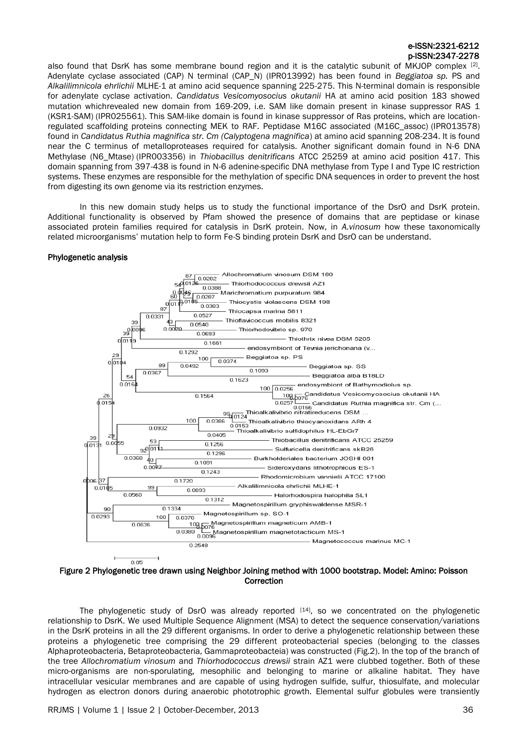also found that DsrK has some membrane bound region and it is the catalytic subunit of MKJOP complex [2]. Adenylate cyclase associated (CAP) N terminal (CAP_N) (IPR013992) has been found in *Beggiatoa sp.* PS and *Alkalilimnicola ehrlichii* MLHE-1 at amino acid sequence spanning 225-275. This N-terminal domain is responsible for adenylate cyclase activation. *Candidatus Vesicomyosocius okutanii* HA at amino acid position 183 showed mutation whichrevealed new domain from 169-209, i.e. SAM like domain present in kinase suppressor RAS 1 (KSR1-SAM) (IPR025561). This SAM-like domain is found in kinase suppressor of Ras proteins, which are location-regulated scaffolding proteins connecting MEK to RAF. Peptidase M16C associated (M16C_assoc) (IPR013578) found in *Candidatus Ruthia magnifica str. Cm (Calyptogena magnifica)* at amino acid spanning 208-234. It is found near the C terminus of metalloproteases required for catalysis. Another significant domain found in N-6 DNA Methylase (N6_Mtase) (IPR003356) in *Thiobacillus denitrificans* ATCC 25259 at amino acid position 417. This domain spanning from 397-438 is found in N-6 adenine-specific DNA methylase from Type I and Type IC restriction systems. These enzymes are responsible for the methylation of specific DNA sequences in order to prevent the host from digesting its own genome via its restriction enzymes.

In this new domain study helps us to study the functional importance of the DsrO and DsrK protein. Additional functionality is observed by Pfam showed the presence of domains that are peptidase or kinase associated protein families required for catalysis in DsrK protein. Now, in *A.vinosum* how these taxonomically related microorganisms' mutation help to form Fe-S binding protein DsrK and DsrO can be understand.

### Phylogenetic analysis

Figure 2 Phylogenetic tree drawn using Neighbor Joining method with 1000 bootstrap. Model: Amino: Poisson Correction

The phylogenetic study of DsrO was already reported [14], so we concentrated on the phylogenetic relationship to DsrK. We used Multiple Sequence Alignment (MSA) to detect the sequence conservation/variations in the DsrK proteins in all the 29 different organisms. In order to derive a phylogenetic relationship between these proteins a phylogenetic tree comprising the 29 different proteobacterial species (belonging to the classes Alphaproteobacteria, Betaproteobacteria, Gammaproteobacteia) was constructed (Fig.2). In the top of the branch of the tree *Allochromatium vinosum* and *Thiorhodococcus drewsii* strain AZ1 were clubbed together. Both of these micro-organisms are non-sporulating, mesophilic and belonging to marine or alkaline habitat. They have intracellular vesicular membranes and are capable of using hydrogen sulfide, sulfur, thiosulfate, and molecular hydrogen as electron donors during anaerobic phototrophic growth. Elemental sulfur globules were transiently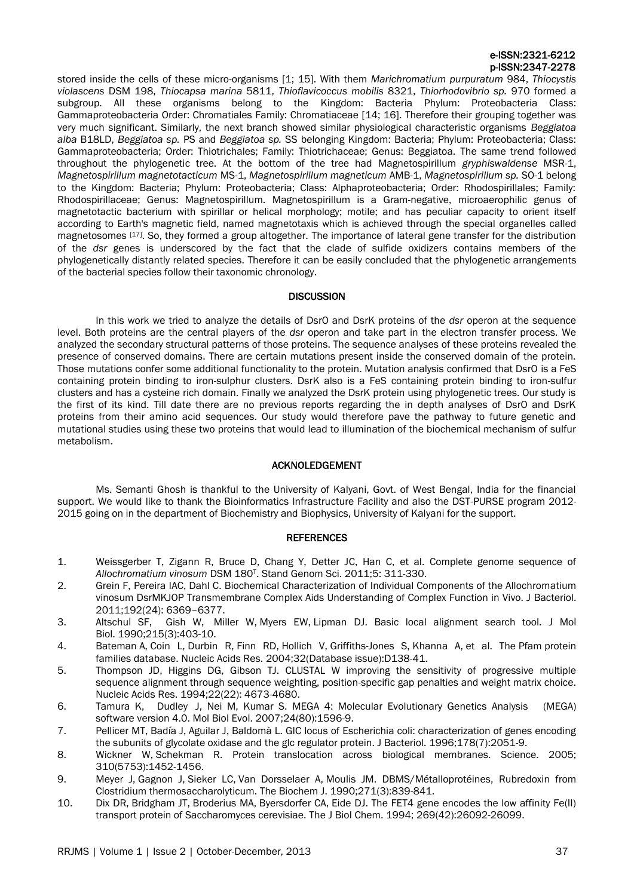stored inside the cells of these micro-organisms [1; 15]. With them *Marichromatium purpuratum* 984, *Thiocystis violascens* DSM 198, *Thiocapsa marina* 5811, *Thioflavicoccus mobilis* 8321, *Thiorhodovibrio sp.* 970 formed a subgroup. All these organisms belong to the Kingdom: Bacteria Phylum: Proteobacteria Class: Gammaproteobacteria Order: Chromatiales Family: Chromatiaceae [14; 16]. Therefore their grouping together was very much significant. Similarly, the next branch showed similar physiological characteristic organisms *Beggiatoa alba* B18LD, *Beggiatoa sp.* PS and *Beggiatoa sp.* SS belonging Kingdom: Bacteria; Phylum: Proteobacteria; Class: Gammaproteobacteria; Order: Thiotrichales; Family: Thiotrichaceae; Genus: Beggiatoa. The same trend followed throughout the phylogenetic tree. At the bottom of the tree had Magnetospirillum *gryphiswaldense* MSR-1, *Magnetospirillum magnetotacticum* MS-1, *Magnetospirillum magneticum* AMB-1, *Magnetospirillum sp.* SO-1 belong to the Kingdom: Bacteria; Phylum: Proteobacteria; Class: Alphaproteobacteria; Order: Rhodospirillales; Family: Rhodospirillaceae; Genus: Magnetospirillum. Magnetospirillum is a Gram-negative, microaerophilic genus of magnetotactic bacterium with spirillar or helical morphology; motile; and has peculiar capacity to orient itself according to Earth's magnetic field, named magnetotaxis which is achieved through the special organelles called magnetosomes [17]. So, they formed a group altogether. The importance of lateral gene transfer for the distribution of the *dsr* genes is underscored by the fact that the clade of sulfide oxidizers contains members of the phylogenetically distantly related species. Therefore it can be easily concluded that the phylogenetic arrangements of the bacterial species follow their taxonomic chronology.

## DISCUSSION

In this work we tried to analyze the details of DsrO and DsrK proteins of the *dsr* operon at the sequence level. Both proteins are the central players of the *dsr* operon and take part in the electron transfer process. We analyzed the secondary structural patterns of those proteins. The sequence analyses of these proteins revealed the presence of conserved domains. There are certain mutations present inside the conserved domain of the protein. Those mutations confer some additional functionality to the protein. Mutation analysis confirmed that DsrO is a FeS containing protein binding to iron-sulphur clusters. DsrK also is a FeS containing protein binding to iron-sulfur clusters and has a cysteine rich domain. Finally we analyzed the DsrK protein using phylogenetic trees. Our study is the first of its kind. Till date there are no previous reports regarding the in depth analyses of DsrO and DsrK proteins from their amino acid sequences. Our study would therefore pave the pathway to future genetic and mutational studies using these two proteins that would lead to illumination of the biochemical mechanism of sulfur metabolism.

## ACKNOLEDGEMENT

Ms. Semanti Ghosh is thankful to the University of Kalyani, Govt. of West Bengal, India for the financial support. We would like to thank the Bioinformatics Infrastructure Facility and also the DST-PURSE program 2012-2015 going on in the department of Biochemistry and Biophysics, University of Kalyani for the support.

## REFERENCES

1. Weissgerber T, Zigann R, Bruce D, Chang Y, Detter JC, Han C, et al. Complete genome sequence of *Allochromatium vinosum* DSM 180$^T$. Stand Genom Sci. 2011;5: 311-330.
2. Grein F, Pereira IAC, Dahl C. Biochemical Characterization of Individual Components of the Allochromatium vinosum DsrMKJOP Transmembrane Complex Aids Understanding of Complex Function in Vivo. J Bacteriol. 2011;192(24): 6369–6377.
3. Altschul SF, Gish W, Miller W, Myers EW, Lipman DJ. Basic local alignment search tool. J Mol Biol. 1990;215(3):403-10.
4. Bateman A, Coin L, Durbin R, Finn RD, Hollich V, Griffiths-Jones S, Khanna A, et al. The Pfam protein families database. Nucleic Acids Res. 2004;32(Database issue):D138-41.
5. Thompson JD, Higgins DG, Gibson TJ. CLUSTAL W improving the sensitivity of progressive multiple sequence alignment through sequence weighting, position-specific gap penalties and weight matrix choice. Nucleic Acids Res. 1994;22(22): 4673-4680.
6. Tamura K, Dudley J, Nei M, Kumar S. MEGA 4: Molecular Evolutionary Genetics Analysis (MEGA) software version 4.0. Mol Biol Evol. 2007;24(80):1596-9.
7. Pellicer MT, Badía J, Aguilar J, Baldomà L. GIC locus of Escherichia coli: characterization of genes encoding the subunits of glycolate oxidase and the glc regulator protein. J Bacteriol. 1996;178(7):2051-9.
8. Wickner W, Schekman R. Protein translocation across biological membranes. Science. 2005; 310(5753):1452-1456.
9. Meyer J, Gagnon J, Sieker LC, Van Dorsselaer A, Moulis JM. DBMS/Métalloprotéines, Rubredoxin from Clostridium thermosaccharolyticum. The Biochem J. 1990;271(3):839-841.
10. Dix DR, Bridgham JT, Broderius MA, Byersdorfer CA, Eide DJ. The FET4 gene encodes the low affinity Fe(II) transport protein of Saccharomyces cerevisiae. The J Biol Chem. 1994; 269(42):26092-26099.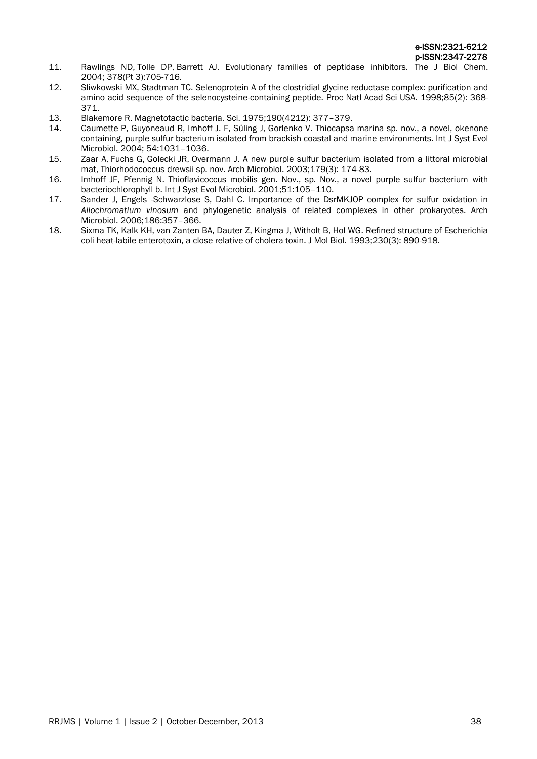11. Rawlings ND, Tolle DP, Barrett AJ. Evolutionary families of peptidase inhibitors. The J Biol Chem. 2004; 378(Pt 3):705-716.
12. Sliwkowski MX, Stadtman TC. Selenoprotein A of the clostridial glycine reductase complex: purification and amino acid sequence of the selenocysteine-containing peptide. Proc Natl Acad Sci USA. 1998;85(2): 368-371.
13. Blakemore R. Magnetotactic bacteria. Sci. 1975;190(4212): 377–379.
14. Caumette P, Guyoneaud R, Imhoff J. F, Süling J, Gorlenko V. Thiocapsa marina sp. nov., a novel, okenone containing, purple sulfur bacterium isolated from brackish coastal and marine environments. Int J Syst Evol Microbiol. 2004; 54:1031–1036.
15. Zaar A, Fuchs G, Golecki JR, Overmann J. A new purple sulfur bacterium isolated from a littoral microbial mat, Thiorhodococcus drewsii sp. nov. Arch Microbiol. 2003;179(3): 174-83.
16. Imhoff JF, Pfennig N. Thioflavicoccus mobilis gen. Nov., sp. Nov., a novel purple sulfur bacterium with bacteriochlorophyll b. Int J Syst Evol Microbiol. 2001;51:105–110.
17. Sander J, Engels -Schwarzlose S, Dahl C. Importance of the DsrMKJOP complex for sulfur oxidation in *Allochromatium vinosum* and phylogenetic analysis of related complexes in other prokaryotes. Arch Microbiol. 2006;186:357–366.
18. Sixma TK, Kalk KH, van Zanten BA, Dauter Z, Kingma J, Witholt B, Hol WG. Refined structure of Escherichia coli heat-labile enterotoxin, a close relative of cholera toxin. J Mol Biol. 1993;230(3): 890-918.